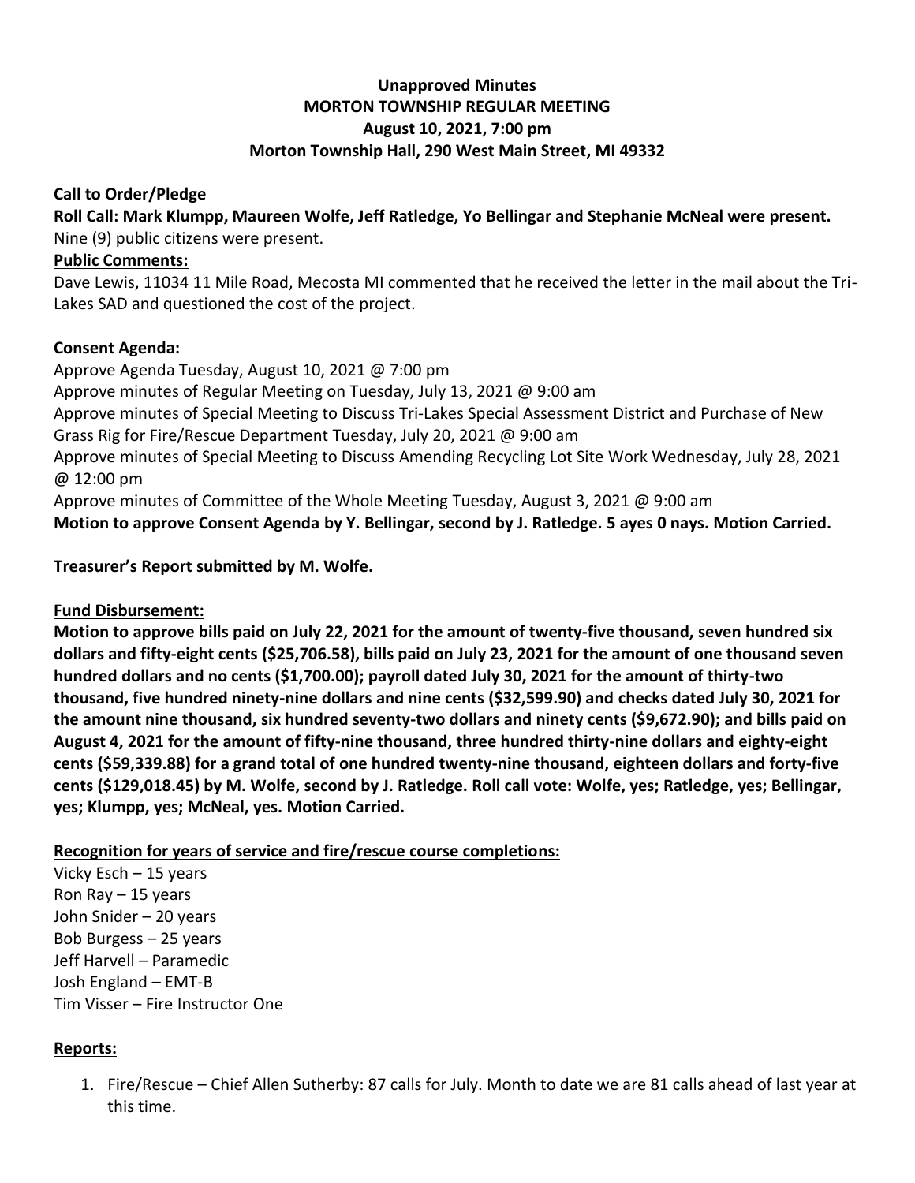**Unapproved Minutes**
**MORTON TOWNSHIP REGULAR MEETING**
**August 10, 2021, 7:00 pm**
**Morton Township Hall, 290 West Main Street, MI 49332**

**Call to Order/Pledge**

**Roll Call: Mark Klumpp, Maureen Wolfe, Jeff Ratledge, Yo Bellingar and Stephanie McNeal were present.**
Nine (9) public citizens were present.

**Public Comments:**

Dave Lewis, 11034 11 Mile Road, Mecosta MI commented that he received the letter in the mail about the Tri-Lakes SAD and questioned the cost of the project.

**Consent Agenda:**

Approve Agenda Tuesday, August 10, 2021 @ 7:00 pm
Approve minutes of Regular Meeting on Tuesday, July 13, 2021 @ 9:00 am
Approve minutes of Special Meeting to Discuss Tri-Lakes Special Assessment District and Purchase of New Grass Rig for Fire/Rescue Department Tuesday, July 20, 2021 @ 9:00 am
Approve minutes of Special Meeting to Discuss Amending Recycling Lot Site Work Wednesday, July 28, 2021 @ 12:00 pm
Approve minutes of Committee of the Whole Meeting Tuesday, August 3, 2021 @ 9:00 am
**Motion to approve Consent Agenda by Y. Bellingar, second by J. Ratledge. 5 ayes 0 nays. Motion Carried.**

**Treasurer's Report submitted by M. Wolfe.**

**Fund Disbursement:**

**Motion to approve bills paid on July 22, 2021 for the amount of twenty-five thousand, seven hundred six dollars and fifty-eight cents ($25,706.58), bills paid on July 23, 2021 for the amount of one thousand seven hundred dollars and no cents ($1,700.00); payroll dated July 30, 2021 for the amount of thirty-two thousand, five hundred ninety-nine dollars and nine cents ($32,599.90) and checks dated July 30, 2021 for the amount nine thousand, six hundred seventy-two dollars and ninety cents ($9,672.90); and bills paid on August 4, 2021 for the amount of fifty-nine thousand, three hundred thirty-nine dollars and eighty-eight cents ($59,339.88) for a grand total of one hundred twenty-nine thousand, eighteen dollars and forty-five cents ($129,018.45) by M. Wolfe, second by J. Ratledge. Roll call vote: Wolfe, yes; Ratledge, yes; Bellingar, yes; Klumpp, yes; McNeal, yes. Motion Carried.**

**Recognition for years of service and fire/rescue course completions:**

Vicky Esch – 15 years
Ron Ray – 15 years
John Snider – 20 years
Bob Burgess – 25 years
Jeff Harvell – Paramedic
Josh England – EMT-B
Tim Visser – Fire Instructor One

**Reports:**

1. Fire/Rescue – Chief Allen Sutherby: 87 calls for July. Month to date we are 81 calls ahead of last year at this time.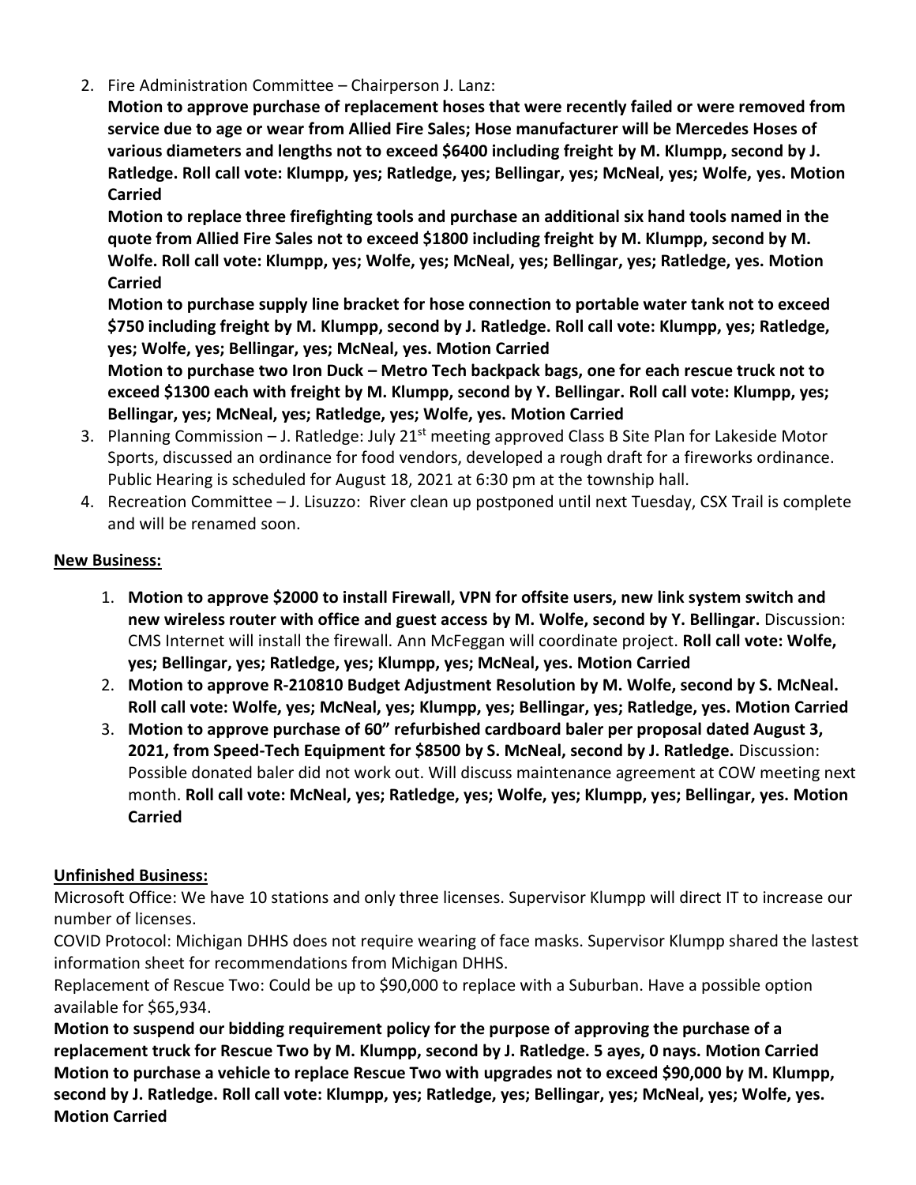2. Fire Administration Committee – Chairperson J. Lanz:

   **Motion to approve purchase of replacement hoses that were recently failed or were removed from service due to age or wear from Allied Fire Sales; Hose manufacturer will be Mercedes Hoses of various diameters and lengths not to exceed $6400 including freight by M. Klumpp, second by J. Ratledge. Roll call vote: Klumpp, yes; Ratledge, yes; Bellingar, yes; McNeal, yes; Wolfe, yes. Motion Carried**

   **Motion to replace three firefighting tools and purchase an additional six hand tools named in the quote from Allied Fire Sales not to exceed $1800 including freight by M. Klumpp, second by M. Wolfe. Roll call vote: Klumpp, yes; Wolfe, yes; McNeal, yes; Bellingar, yes; Ratledge, yes. Motion Carried**

   **Motion to purchase supply line bracket for hose connection to portable water tank not to exceed $750 including freight by M. Klumpp, second by J. Ratledge. Roll call vote: Klumpp, yes; Ratledge, yes; Wolfe, yes; Bellingar, yes; McNeal, yes. Motion Carried**

   **Motion to purchase two Iron Duck – Metro Tech backpack bags, one for each rescue truck not to exceed $1300 each with freight by M. Klumpp, second by Y. Bellingar. Roll call vote: Klumpp, yes; Bellingar, yes; McNeal, yes; Ratledge, yes; Wolfe, yes. Motion Carried**

3. Planning Commission – J. Ratledge: July 21st meeting approved Class B Site Plan for Lakeside Motor Sports, discussed an ordinance for food vendors, developed a rough draft for a fireworks ordinance. Public Hearing is scheduled for August 18, 2021 at 6:30 pm at the township hall.
4. Recreation Committee – J. Lisuzzo: River clean up postponed until next Tuesday, CSX Trail is complete and will be renamed soon.

**New Business:**

1. **Motion to approve $2000 to install Firewall, VPN for offsite users, new link system switch and new wireless router with office and guest access by M. Wolfe, second by Y. Bellingar.** Discussion: CMS Internet will install the firewall. Ann McFeggan will coordinate project. **Roll call vote: Wolfe, yes; Bellingar, yes; Ratledge, yes; Klumpp, yes; McNeal, yes. Motion Carried**
2. **Motion to approve R-210810 Budget Adjustment Resolution by M. Wolfe, second by S. McNeal. Roll call vote: Wolfe, yes; McNeal, yes; Klumpp, yes; Bellingar, yes; Ratledge, yes. Motion Carried**
3. **Motion to approve purchase of 60" refurbished cardboard baler per proposal dated August 3, 2021, from Speed-Tech Equipment for $8500 by S. McNeal, second by J. Ratledge.** Discussion: Possible donated baler did not work out. Will discuss maintenance agreement at COW meeting next month. **Roll call vote: McNeal, yes; Ratledge, yes; Wolfe, yes; Klumpp, yes; Bellingar, yes. Motion Carried**

**Unfinished Business:**

Microsoft Office: We have 10 stations and only three licenses. Supervisor Klumpp will direct IT to increase our number of licenses.

COVID Protocol: Michigan DHHS does not require wearing of face masks. Supervisor Klumpp shared the lastest information sheet for recommendations from Michigan DHHS.

Replacement of Rescue Two: Could be up to $90,000 to replace with a Suburban. Have a possible option available for $65,934.

**Motion to suspend our bidding requirement policy for the purpose of approving the purchase of a replacement truck for Rescue Two by M. Klumpp, second by J. Ratledge. 5 ayes, 0 nays. Motion Carried**

**Motion to purchase a vehicle to replace Rescue Two with upgrades not to exceed $90,000 by M. Klumpp, second by J. Ratledge. Roll call vote: Klumpp, yes; Ratledge, yes; Bellingar, yes; McNeal, yes; Wolfe, yes. Motion Carried**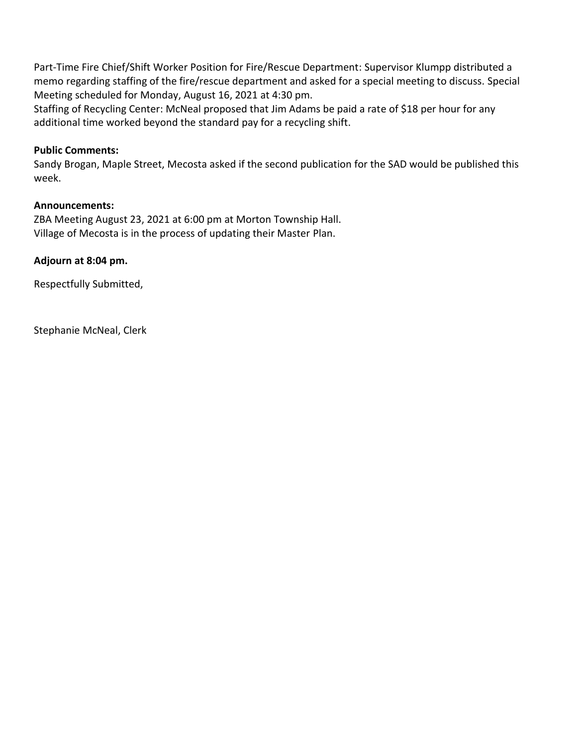Part-Time Fire Chief/Shift Worker Position for Fire/Rescue Department: Supervisor Klumpp distributed a memo regarding staffing of the fire/rescue department and asked for a special meeting to discuss. Special Meeting scheduled for Monday, August 16, 2021 at 4:30 pm.
Staffing of Recycling Center: McNeal proposed that Jim Adams be paid a rate of $18 per hour for any additional time worked beyond the standard pay for a recycling shift.

**Public Comments:**
Sandy Brogan, Maple Street, Mecosta asked if the second publication for the SAD would be published this week.

**Announcements:**
ZBA Meeting August 23, 2021 at 6:00 pm at Morton Township Hall.
Village of Mecosta is in the process of updating their Master Plan.

**Adjourn at 8:04 pm.**

Respectfully Submitted,

Stephanie McNeal, Clerk